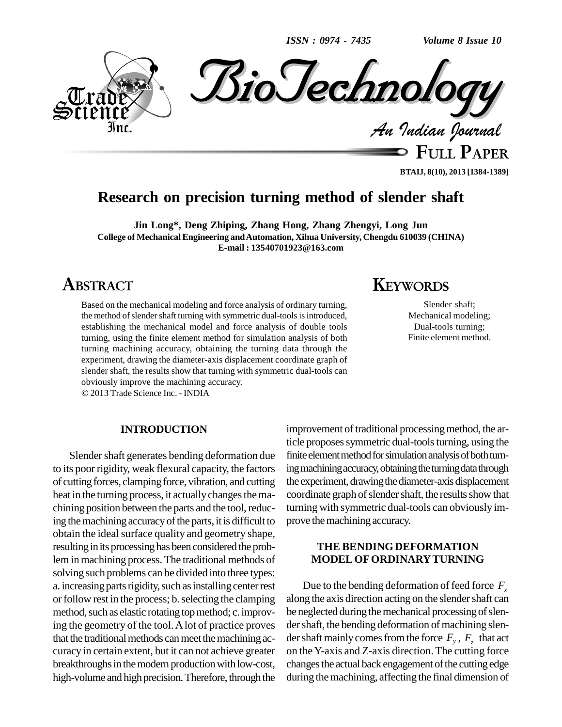# Research on precision turning method of slender shaft

**Jin Long*, Deng Zhiping, Zhang Hong, Zhang Zhengyi, Long Jun**

**College of Mechanical Engineering and Automation, Xihua University, Chengdu 610039 (CHINA)**

**E-mail : 13540701923@163.com**

## ABSTRACT

Based on the mechanical modeling and force analysis of ordinary turning, the method of slender shaft turning with symmetric dual-tools is introduced, establishing the mechanical model and force analysis of double tools turning, using the finite element method for simulation analysis of both turning machining accuracy, obtaining the turning data through the experiment, drawing the diameter-axis displacement coordinate graph of slender shaft, the results show that turning with symmetric dual-tools can obviously improve the machining accuracy.

© 2013 Trade Science Inc. - INDIA

## KEYWORDS

Slender shaft;
Mechanical modeling;
Dual-tools turning;
Finite element method.

## INTRODUCTION

Slender shaft generates bending deformation due to its poor rigidity, weak flexural capacity, the factors of cutting forces, clamping force, vibration, and cutting heat in the turning process, it actually changes the machining position between the parts and the tool, reducing the machining accuracy of the parts, it is difficult to obtain the ideal surface quality and geometry shape, resulting in its processing has been considered the problem in machining process. The traditional methods of solving such problems can be divided into three types: a. increasing parts rigidity, such as installing center rest or follow rest in the process; b. selecting the clamping method, such as elastic rotating top method; c. improving the geometry of the tool. A lot of practice proves that the traditional methods can meet the machining accuracy in certain extent, but it can not achieve greater breakthroughs in the modern production with low-cost, high-volume and high precision. Therefore, through the improvement of traditional processing method, the article proposes symmetric dual-tools turning, using the finite element method for simulation analysis of both turning machining accuracy, obtaining the turning data through the experiment, drawing the diameter-axis displacement coordinate graph of slender shaft, the results show that turning with symmetric dual-tools can obviously improve the machining accuracy.

## THE BENDING DEFORMATION MODEL OF ORDINARY TURNING

Due to the bending deformation of feed force $F_x$ along the axis direction acting on the slender shaft can be neglected during the mechanical processing of slender shaft, the bending deformation of machining slender shaft mainly comes from the force $F_y$, $F_z$ that act on the Y-axis and Z-axis direction. The cutting force changes the actual back engagement of the cutting edge during the machining, affecting the final dimension of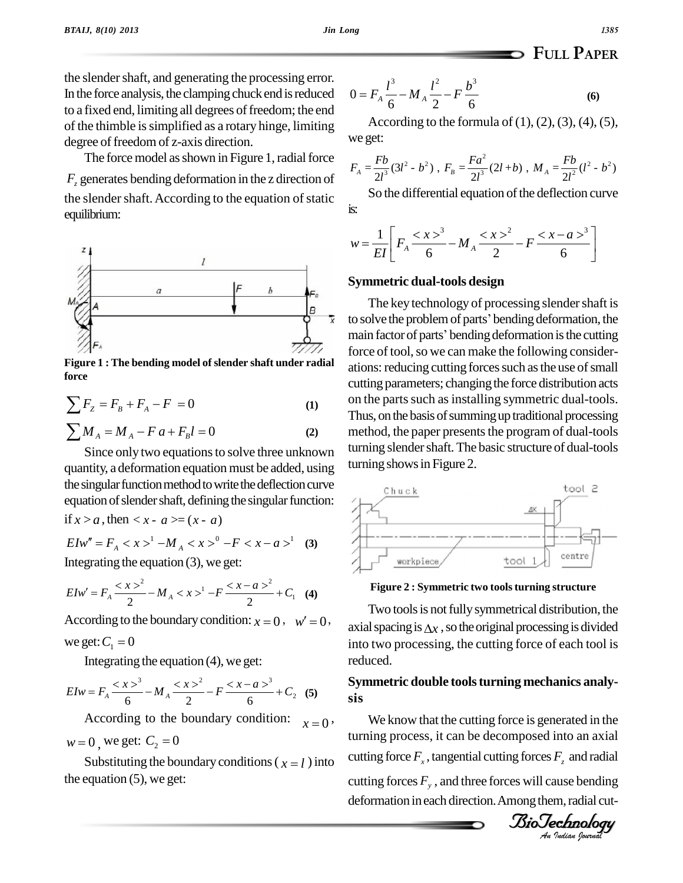the slender shaft, and generating the processing error. In the force analysis, the clamping chuck end is reduced to a fixed end, limiting all degrees of freedom; the end of the thimble is simplified as a rotary hinge, limiting degree of freedom of z-axis direction.

The force model as shown in Figure 1, radial force $F_z$ generates bending deformation in the z direction of the slender shaft. According to the equation of static equilibrium:

**Figure 1 : The bending model of slender shaft under radial force**

$$\sum F_Z = F_B + F_A - F = 0 \quad (1)$$

$$\sum M_A = M_A - F a + F_B l = 0 \quad (2)$$

Since only two equations to solve three unknown quantity, a deformation equation must be added, using the singular function method to write the deflection curve equation of slender shaft, defining the singular function: if $x > a$, then $< x - a >= (x - a)$

$$EIw'' = F_A < x >^1 - M_A < x >^0 - F < x - a >^1 \quad (3)$$

Integrating the equation (3), we get:

$$EIw' = F_A \frac{< x >^2}{2} - M_A < x >^1 - F \frac{< x - a >^2}{2} + C_1 \quad (4)$$

According to the boundary condition: $x = 0$, $w' = 0$, we get: $C_1 = 0$

Integrating the equation (4), we get:

$$EIw = F_A \frac{< x >^3}{6} - M_A \frac{< x >^2}{2} - F \frac{< x - a >^3}{6} + C_2 \quad (5)$$

According to the boundary condition: $x = 0$, $w = 0$, we get: $C_2 = 0$

Substituting the boundary conditions ($x = l$) into the equation (5), we get:

$$0 = F_A \frac{l^3}{6} - M_A \frac{l^2}{2} - F \frac{b^3}{6} \quad (6)$$

According to the formula of (1), (2), (3), (4), (5), we get:

$$F_A = \frac{Fb}{2l^3}(3l^2 - b^2),\ F_B = \frac{Fa^2}{2l^3}(2l + b),\ M_A = \frac{Fb}{2l^2}(l^2 - b^2)$$

So the differential equation of the deflection curve is:

$$w = \frac{1}{EI}\left[ F_A \frac{< x >^3}{6} - M_A \frac{< x >^2}{2} - F \frac{< x - a >^3}{6} \right]$$

## Symmetric dual-tools design

The key technology of processing slender shaft is to solve the problem of parts' bending deformation, the main factor of parts' bending deformation is the cutting force of tool, so we can make the following considerations: reducing cutting forces such as the use of small cutting parameters; changing the force distribution acts on the parts such as installing symmetric dual-tools. Thus, on the basis of summing up traditional processing method, the paper presents the program of dual-tools turning slender shaft. The basic structure of dual-tools turning shows in Figure 2.

**Figure 2 : Symmetric two tools turning structure**

Two tools is not fully symmetrical distribution, the axial spacing is $\Delta x$, so the original processing is divided into two processing, the cutting force of each tool is reduced.

## Symmetric double tools turning mechanics analysis

We know that the cutting force is generated in the turning process, it can be decomposed into an axial cutting force $F_x$, tangential cutting forces $F_z$ and radial cutting forces $F_y$, and three forces will cause bending deformation in each direction. Among them, radial cut-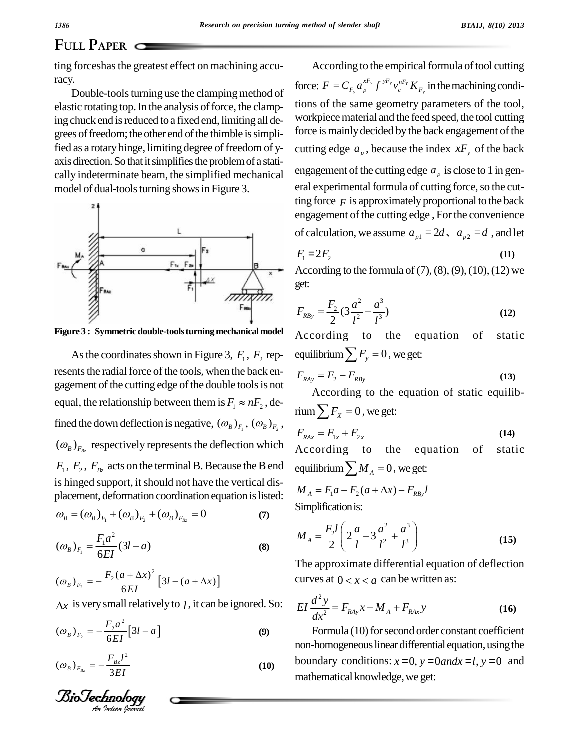ting forceshas the greatest effect on machining accuracy.

Double-tools turning use the clamping method of elastic rotating top. In the analysis of force, the clamping chuck end is reduced to a fixed end, limiting all degrees of freedom; the other end of the thimble is simplified as a rotary hinge, limiting degree of freedom of y-axis direction. So that it simplifies the problem of a statically indeterminate beam, the simplified mechanical model of dual-tools turning shows in Figure 3.

**Figure 3 : Symmetric double-tools turning mechanical model**

As the coordinates shown in Figure 3, $F_1$, $F_2$ represents the radial force of the tools, when the back engagement of the cutting edge of the double tools is not equal, the relationship between them is $F_1 \approx nF_2$, defined the down deflection is negative, $(\omega_B)_{F_1}$, $(\omega_B)_{F_2}$, $(\omega_B)_{F_{Bz}}$ respectively represents the deflection which $F_1$, $F_2$, $F_{Bz}$ acts on the terminal B. Because the B end is hinged support, it should not have the vertical displacement, deformation coordination equation is listed:

$$\omega_B = (\omega_B)_{F_1} + (\omega_B)_{F_2} + (\omega_B)_{F_{Bz}} = 0 \tag{7}$$

$$(\omega_B)_{F_1} = \frac{F_1 a^2}{6EI}(3l - a) \tag{8}$$

$$(\omega_B)_{F_2} = -\frac{F_2 (a + \Delta x)^2}{6EI}\left[3l - (a + \Delta x)\right]$$

$\Delta x$ is very small relatively to $l$, it can be ignored. So:

$$(\omega_B)_{F_2} = -\frac{F_2 a^2}{6EI}\left[3l - a\right] \tag{9}$$

$$(\omega_B)_{F_{Bz}} = -\frac{F_{Bz} l^2}{3EI} \tag{10}$$

According to the empirical formula of tool cutting force: $F = C_{F_y} a_p^{xF_y} f^{yF_y} v_c^{nF_Y} K_{F_y}$ in the machining conditions of the same geometry parameters of the tool, workpiece material and the feed speed, the tool cutting force is mainly decided by the back engagement of the cutting edge $a_p$, because the index $xF_y$ of the back engagement of the cutting edge $a_p$ is close to 1 in general experimental formula of cutting force, so the cutting force $F$ is approximately proportional to the back engagement of the cutting edge , For the convenience of calculation, we assume $a_{p1} = 2d$、$a_{p2} = d$ , and let

$$F_1 = 2F_2 \tag{11}$$

According to the formula of (7), (8), (9), (10), (12) we get:

$$F_{RBy} = \frac{F_2}{2}\left(3\frac{a^2}{l^2} - \frac{a^3}{l^3}\right) \tag{12}$$

According to the equation of static equilibrium $\sum F_y = 0$, we get:

$$F_{RAy} = F_2 - F_{RBy} \tag{13}$$

According to the equation of static equilibrium $\sum F_X = 0$, we get:

$$F_{RAx} = F_{1x} + F_{2x} \tag{14}$$

According to the equation of static equilibrium $\sum M_A = 0$, we get:

$$M_A = F_1 a - F_2(a + \Delta x) - F_{RBy} l$$

Simplification is:

$$M_A = \frac{F_2 l}{2}\left(2\frac{a}{l} - 3\frac{a^2}{l^2} + \frac{a^3}{l^3}\right) \tag{15}$$

The approximate differential equation of deflection curves at $0 < x < a$ can be written as:

$$EI\frac{d^2 y}{dx^2} = F_{RAy} x - M_A + F_{RAx} y \tag{16}$$

Formula (10) for second order constant coefficient non-homogeneous linear differential equation, using the boundary conditions: $x = 0, y = 0 and x = l, y = 0$ and mathematical knowledge, we get: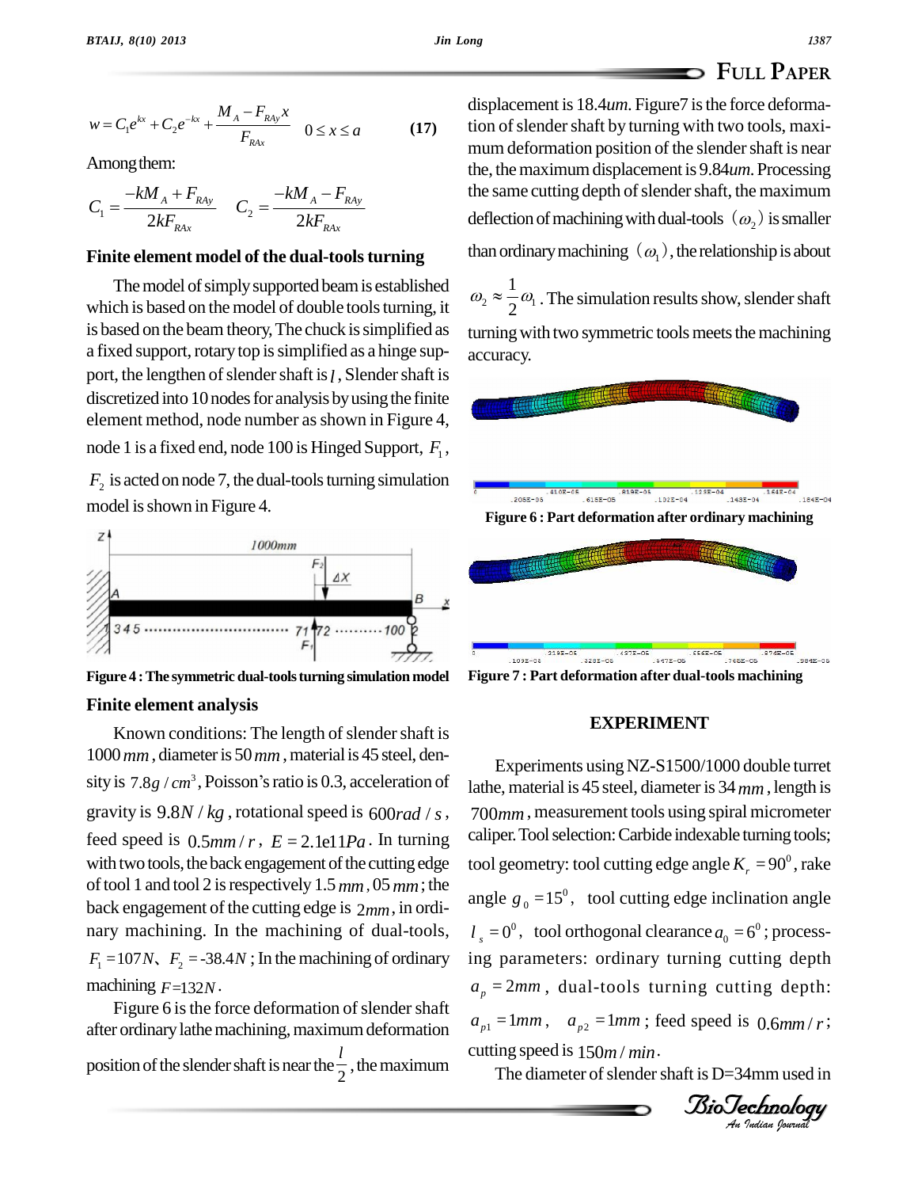$$w = C_1 e^{kx} + C_2 e^{-kx} + \frac{M_A - F_{RAy} x}{F_{RAx}} \quad 0 \le x \le a \qquad \textbf{(17)}$$

Among them:

$$C_1 = \frac{-kM_A + F_{RAy}}{2kF_{RAx}} \quad C_2 = \frac{-kM_A - F_{RAy}}{2kF_{RAx}}$$

**Finite element model of the dual-tools turning**

The model of simply supported beam is established which is based on the model of double tools turning, it is based on the beam theory, The chuck is simplified as a fixed support, rotary top is simplified as a hinge support, the lengthen of slender shaft is $l$, Slender shaft is discretized into 10 nodes for analysis by using the finite element method, node number as shown in Figure 4, node 1 is a fixed end, node 100 is Hinged Support, $F_1$, $F_2$ is acted on node 7, the dual-tools turning simulation model is shown in Figure 4.

**Figure 4 : The symmetric dual-tools turning simulation model**

**Finite element analysis**

Known conditions: The length of slender shaft is 1000 $mm$, diameter is 50 $mm$, material is 45 steel, density is $7.8g/cm^3$, Poisson's ratio is 0.3, acceleration of gravity is $9.8N/kg$, rotational speed is $600rad/s$, feed speed is $0.5mm/r$, $E = 2.1e11Pa$. In turning with two tools, the back engagement of the cutting edge of tool 1 and tool 2 is respectively 1.5 $mm$, 05 $mm$; the back engagement of the cutting edge is $2mm$, in ordinary machining. In the machining of dual-tools, $F_1 = 107N$、$F_2 = -38.4N$; In the machining of ordinary machining $F = 132N$.

Figure 6 is the force deformation of slender shaft after ordinary lathe machining, maximum deformation position of the slender shaft is near the $\frac{l}{2}$, the maximum displacement is 18.4*um*. Figure7 is the force deformation of slender shaft by turning with two tools, maximum deformation position of the slender shaft is near the, the maximum displacement is 9.84*um*. Processing the same cutting depth of slender shaft, the maximum deflection of machining with dual-tools $(\omega_2)$ is smaller than ordinary machining $(\omega_1)$, the relationship is about $\omega_2 \approx \frac{1}{2}\omega_1$. The simulation results show, slender shaft turning with two symmetric tools meets the machining accuracy.

**Figure 6 : Part deformation after ordinary machining**

**Figure 7 : Part deformation after dual-tools machining**

## EXPERIMENT

Experiments using NZ-S1500/1000 double turret lathe, material is 45 steel, diameter is 34 $mm$, length is 700$mm$, measurement tools using spiral micrometer caliper. Tool selection: Carbide indexable turning tools; tool geometry: tool cutting edge angle $K_r = 90^0$, rake angle $g_0 = 15^0$, tool cutting edge inclination angle $l_s = 0^0$, tool orthogonal clearance $a_0 = 6^0$; processing parameters: ordinary turning cutting depth $a_p = 2mm$, dual-tools turning cutting depth: $a_{p1} = 1mm$, $a_{p2} = 1mm$; feed speed is $0.6mm/r$; cutting speed is $150m/min$.

The diameter of slender shaft is D=34mm used in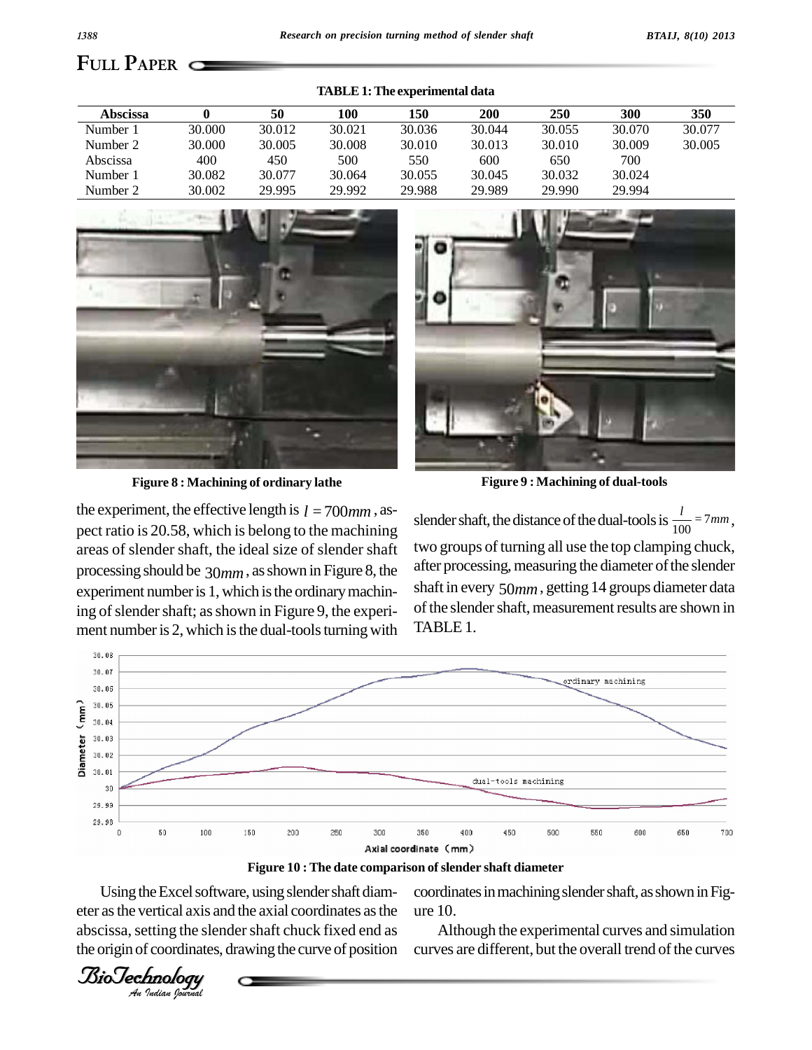**TABLE 1: The experimental data**

| Abscissa | 0 | 50 | 100 | 150 | 200 | 250 | 300 | 350 |
|---|---|---|---|---|---|---|---|---|
| Number 1 | 30.000 | 30.012 | 30.021 | 30.036 | 30.044 | 30.055 | 30.070 | 30.077 |
| Number 2 | 30.000 | 30.005 | 30.008 | 30.010 | 30.013 | 30.010 | 30.009 | 30.005 |
| Abscissa | 400 | 450 | 500 | 550 | 600 | 650 | 700 | |
| Number 1 | 30.082 | 30.077 | 30.064 | 30.055 | 30.045 | 30.032 | 30.024 | |
| Number 2 | 30.002 | 29.995 | 29.992 | 29.988 | 29.989 | 29.990 | 29.994 | |

**Figure 8 : Machining of ordinary lathe**

**Figure 9 : Machining of dual-tools**

the experiment, the effective length is $l = 700mm$, aspect ratio is 20.58, which is belong to the machining areas of slender shaft, the ideal size of slender shaft processing should be $30mm$, as shown in Figure 8, the experiment number is 1, which is the ordinary machining of slender shaft; as shown in Figure 9, the experiment number is 2, which is the dual-tools turning with slender shaft, the distance of the dual-tools is $\frac{l}{100} = 7mm$, two groups of turning all use the top clamping chuck, after processing, measuring the diameter of the slender shaft in every $50mm$, getting 14 groups diameter data of the slender shaft, measurement results are shown in TABLE 1.

**Figure 10 : The date comparison of slender shaft diameter**

Using the Excel software, using slender shaft diameter as the vertical axis and the axial coordinates as the abscissa, setting the slender shaft chuck fixed end as the origin of coordinates, drawing the curve of position coordinates in machining slender shaft, as shown in Figure 10.

Although the experimental curves and simulation curves are different, but the overall trend of the curves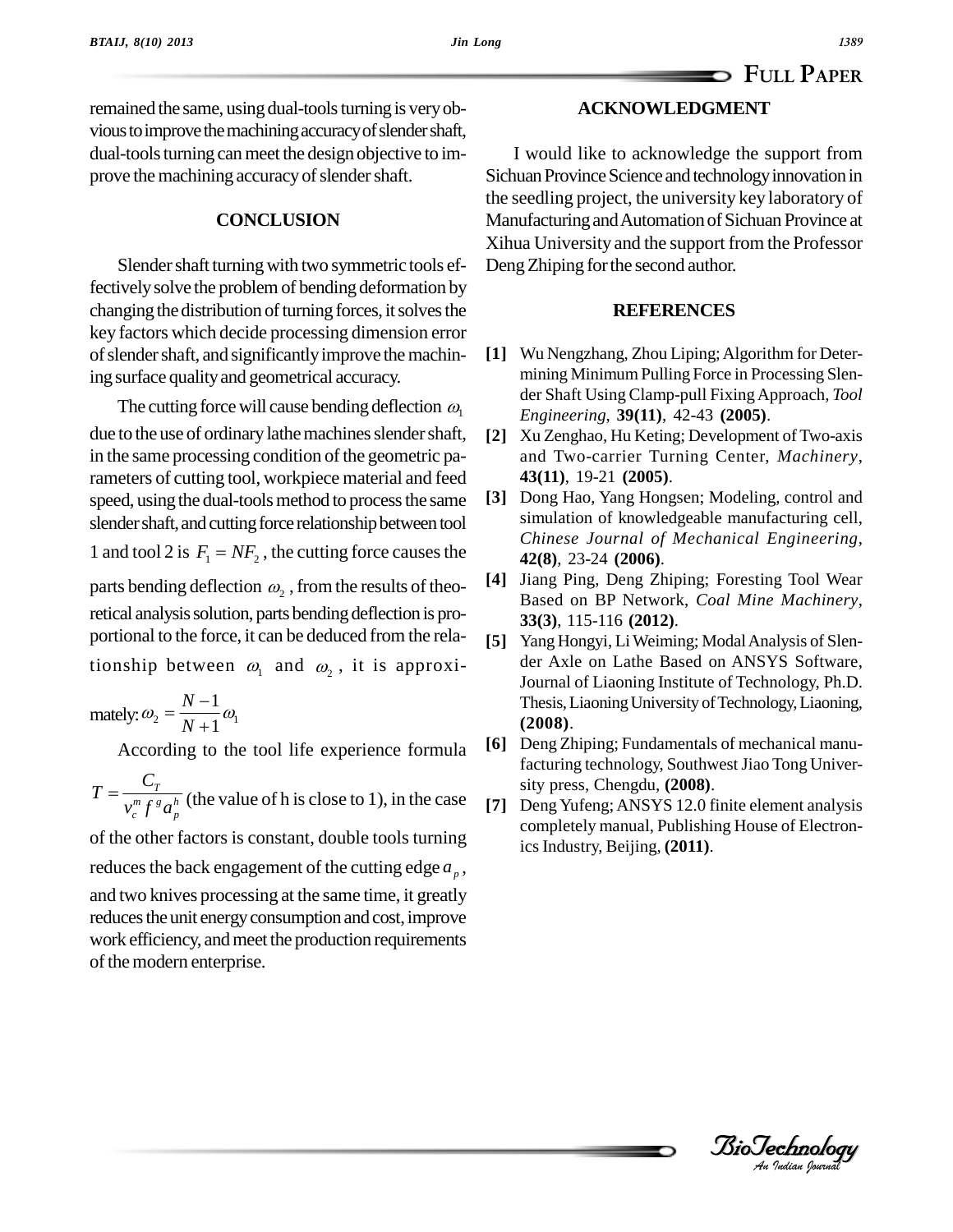remained the same, using dual-tools turning is very obvious to improve the machining accuracy of slender shaft, dual-tools turning can meet the design objective to improve the machining accuracy of slender shaft.

## CONCLUSION

Slender shaft turning with two symmetric tools effectively solve the problem of bending deformation by changing the distribution of turning forces, it solves the key factors which decide processing dimension error of slender shaft, and significantly improve the machining surface quality and geometrical accuracy.

The cutting force will cause bending deflection $\omega_1$ due to the use of ordinary lathe machines slender shaft, in the same processing condition of the geometric parameters of cutting tool, workpiece material and feed speed, using the dual-tools method to process the same slender shaft, and cutting force relationship between tool 1 and tool 2 is $F_1 = NF_2$, the cutting force causes the parts bending deflection $\omega_2$, from the results of theoretical analysis solution, parts bending deflection is proportional to the force, it can be deduced from the relationship between $\omega_1$ and $\omega_2$, it is approximately: $\omega_2 = \frac{N-1}{N+1}\omega_1$

According to the tool life experience formula $T = \frac{C_T}{v_c^m f^g a_p^h}$ (the value of h is close to 1), in the case of the other factors is constant, double tools turning reduces the back engagement of the cutting edge $a_p$, and two knives processing at the same time, it greatly reduces the unit energy consumption and cost, improve work efficiency, and meet the production requirements of the modern enterprise.

## ACKNOWLEDGMENT

I would like to acknowledge the support from Sichuan Province Science and technology innovation in the seedling project, the university key laboratory of Manufacturing and Automation of Sichuan Province at Xihua University and the support from the Professor Deng Zhiping for the second author.

## REFERENCES

**[1]** Wu Nengzhang, Zhou Liping; Algorithm for Determining Minimum Pulling Force in Processing Slender Shaft Using Clamp-pull Fixing Approach, *Tool Engineering*, **39(11)**, 42-43 **(2005)**.

**[2]** Xu Zenghao, Hu Keting; Development of Two-axis and Two-carrier Turning Center, *Machinery*, **43(11)**, 19-21 **(2005)**.

**[3]** Dong Hao, Yang Hongsen; Modeling, control and simulation of knowledgeable manufacturing cell, *Chinese Journal of Mechanical Engineering*, **42(8)**, 23-24 **(2006)**.

**[4]** Jiang Ping, Deng Zhiping; Foresting Tool Wear Based on BP Network, *Coal Mine Machinery*, **33(3)**, 115-116 **(2012)**.

**[5]** Yang Hongyi, Li Weiming; Modal Analysis of Slender Axle on Lathe Based on ANSYS Software, Journal of Liaoning Institute of Technology, Ph.D. Thesis, Liaoning University of Technology, Liaoning, **(2008)**.

**[6]** Deng Zhiping; Fundamentals of mechanical manufacturing technology, Southwest Jiao Tong University press, Chengdu, **(2008)**.

**[7]** Deng Yufeng; ANSYS 12.0 finite element analysis completely manual, Publishing House of Electronics Industry, Beijing, **(2011)**.